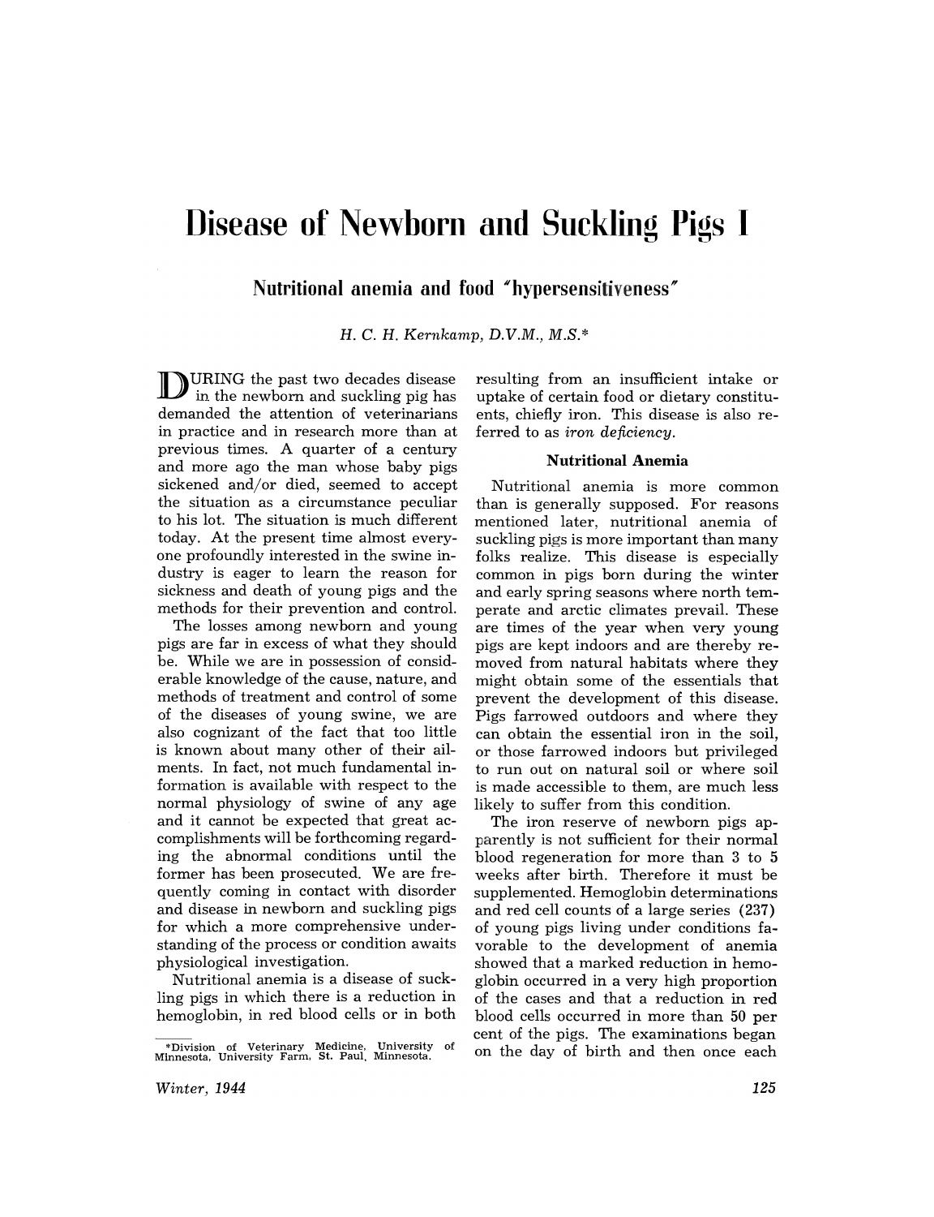# Disease of Newborn and Suckling Pigs I

## Nutritional anemia and food "hypersensitiveness"

*H. C. H. Kernkamp, D.V.M., M.S.**

DURING the past two decades disease in the newborn and suckling pig has demanded the attention of veterinarians in practice and in research more than at previous times. A quarter of a century and more ago the man whose baby pigs sickened and/or died, seemed to accept the situation as a circumstance peculiar to his lot. The situation is much different today. At the present time almost everyone profoundly interested in the swine industry is eager to learn the reason for sickness and death of young pigs and the methods for their prevention and control.

The losses among newborn and young pigs are far in excess of what they should be. While we are in possession of considerable knowledge of the cause, nature, and methods of treatment and control of some of the diseases of young swine, we are also cognizant of the fact that too little is known about many other of their ailments. In fact, not much fundamental information is available with respect to the normal physiology of swine of any age and it cannot be expected that great accomplishments will be forthcoming regarding the abnormal conditions until the former has been prosecuted. We are frequently coming in contact with disorder and disease in newborn and suckling pigs for which a more comprehensive understanding of the process or condition awaits physiological investigation.

Nutritional anemia is a disease of suckling pigs in which there is a reduction in hemoglobin, in red blood cells or in both resulting from an insufficient intake or uptake of certain food or dietary constituents, chiefly iron. This disease is also referred to as *iron deficiency*.

### Nutritional Anemia

Nutritional anemia is more common than is generally supposed. For reasons mentioned later, nutritional anemia of suckling pigs is more important than many folks realize. This disease is especially common in pigs born during the winter and early spring seasons where north temperate and arctic climates prevail. These are times of the year when very young pigs are kept indoors and are thereby removed from natural habitats where they might obtain some of the essentials that prevent the development of this disease. Pigs farrowed outdoors and where they can obtain the essential iron in the soil, or those farrowed indoors but privileged to run out on natural soil or where soil is made accessible to them, are much less likely to suffer from this condition.

The iron reserve of newborn pigs apparently is not sufficient for their normal blood regeneration for more than 3 to 5 weeks after birth. Therefore it must be supplemented. Hemoglobin determinations and red cell counts of a large series (237) of young pigs living under conditions favorable to the development of anemia showed that a marked reduction in hemoglobin occurred in a very high proportion of the cases and that a reduction in red blood cells occurred in more than 50 per cent of the pigs. The examinations began on the day of birth and then once each

---

*Division of Veterinary Medicine, University of Minnesota, University Farm, St. Paul, Minnesota.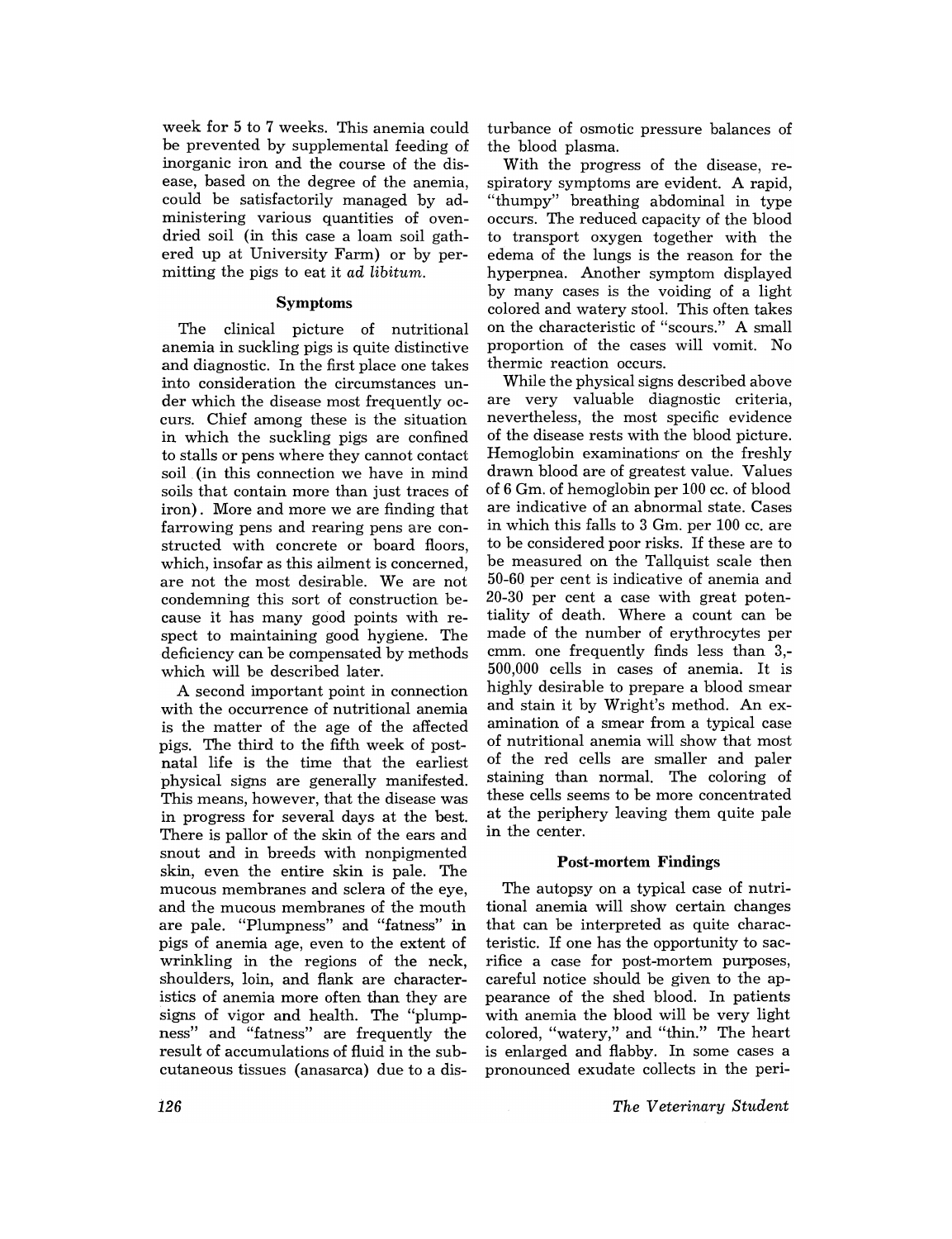week for 5 to 7 weeks. This anemia could be prevented by supplemental feeding of inorganic iron and the course of the disease, based on the degree of the anemia, could be satisfactorily managed by administering various quantities of oven-dried soil (in this case a loam soil gathered up at University Farm) or by permitting the pigs to eat it *ad libitum*.

### Symptoms

The clinical picture of nutritional anemia in suckling pigs is quite distinctive and diagnostic. In the first place one takes into consideration the circumstances under which the disease most frequently occurs. Chief among these is the situation in which the suckling pigs are confined to stalls or pens where they cannot contact soil (in this connection we have in mind soils that contain more than just traces of iron). More and more we are finding that farrowing pens and rearing pens are constructed with concrete or board floors, which, insofar as this ailment is concerned, are not the most desirable. We are not condemning this sort of construction because it has many good points with respect to maintaining good hygiene. The deficiency can be compensated by methods which will be described later.

A second important point in connection with the occurrence of nutritional anemia is the matter of the age of the affected pigs. The third to the fifth week of postnatal life is the time that the earliest physical signs are generally manifested. This means, however, that the disease was in progress for several days at the best. There is pallor of the skin of the ears and snout and in breeds with nonpigmented skin, even the entire skin is pale. The mucous membranes and sclera of the eye, and the mucous membranes of the mouth are pale. "Plumpness" and "fatness" in pigs of anemia age, even to the extent of wrinkling in the regions of the neck, shoulders, loin, and flank are characteristics of anemia more often than they are signs of vigor and health. The "plumpness" and "fatness" are frequently the result of accumulations of fluid in the subcutaneous tissues (anasarca) due to a disturbance of osmotic pressure balances of the blood plasma.

With the progress of the disease, respiratory symptoms are evident. A rapid, "thumpy" breathing abdominal in type occurs. The reduced capacity of the blood to transport oxygen together with the edema of the lungs is the reason for the hyperpnea. Another symptom displayed by many cases is the voiding of a light colored and watery stool. This often takes on the characteristic of "scours." A small proportion of the cases will vomit. No thermic reaction occurs.

While the physical signs described above are very valuable diagnostic criteria, nevertheless, the most specific evidence of the disease rests with the blood picture. Hemoglobin examinations on the freshly drawn blood are of greatest value. Values of 6 Gm. of hemoglobin per 100 cc. of blood are indicative of an abnormal state. Cases in which this falls to 3 Gm. per 100 cc. are to be considered poor risks. If these are to be measured on the Tallquist scale then 50-60 per cent is indicative of anemia and 20-30 per cent a case with great potentiality of death. Where a count can be made of the number of erythrocytes per cmm. one frequently finds less than 3,500,000 cells in cases of anemia. It is highly desirable to prepare a blood smear and stain it by Wright's method. An examination of a smear from a typical case of nutritional anemia will show that most of the red cells are smaller and paler staining than normal. The coloring of these cells seems to be more concentrated at the periphery leaving them quite pale in the center.

### Post-mortem Findings

The autopsy on a typical case of nutritional anemia will show certain changes that can be interpreted as quite characteristic. If one has the opportunity to sacrifice a case for post-mortem purposes, careful notice should be given to the appearance of the shed blood. In patients with anemia the blood will be very light colored, "watery," and "thin." The heart is enlarged and flabby. In some cases a pronounced exudate collects in the peri-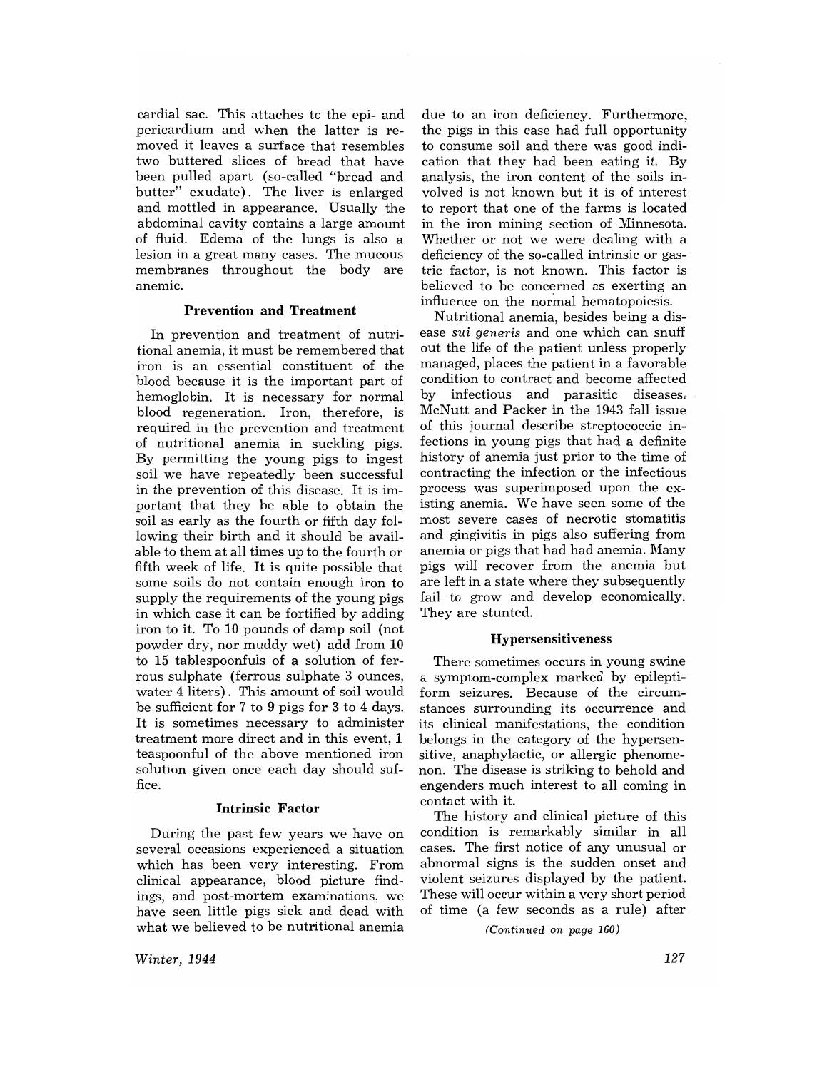cardial sac. This attaches to the epi- and pericardium and when the latter is removed it leaves a surface that resembles two buttered slices of bread that have been pulled apart (so-called "bread and butter" exudate). The liver is enlarged and mottled in appearance. Usually the abdominal cavity contains a large amount of fluid. Edema of the lungs is also a lesion in a great many cases. The mucous membranes throughout the body are anemic.

### Prevention and Treatment

In prevention and treatment of nutritional anemia, it must be remembered that iron is an essential constituent of the blood because it is the important part of hemoglobin. It is necessary for normal blood regeneration. Iron, therefore, is required in the prevention and treatment of nutritional anemia in suckling pigs. By permitting the young pigs to ingest soil we have repeatedly been successful in the prevention of this disease. It is important that they be able to obtain the soil as early as the fourth or fifth day following their birth and it should be available to them at all times up to the fourth or fifth week of life. It is quite possible that some soils do not contain enough iron to supply the requirements of the young pigs in which case it can be fortified by adding iron to it. To 10 pounds of damp soil (not powder dry, nor muddy wet) add from 10 to 15 tablespoonfuls of a solution of ferrous sulphate (ferrous sulphate 3 ounces, water 4 liters). This amount of soil would be sufficient for 7 to 9 pigs for 3 to 4 days. It is sometimes necessary to administer treatment more direct and in this event, 1 teaspoonful of the above mentioned iron solution given once each day should suffice.

### Intrinsic Factor

During the past few years we have on several occasions experienced a situation which has been very interesting. From clinical appearance, blood picture findings, and post-mortem examinations, we have seen little pigs sick and dead with what we believed to be nutritional anemia due to an iron deficiency. Furthermore, the pigs in this case had full opportunity to consume soil and there was good indication that they had been eating it. By analysis, the iron content of the soils involved is not known but it is of interest to report that one of the farms is located in the iron mining section of Minnesota. Whether or not we were dealing with a deficiency of the so-called intrinsic or gastric factor, is not known. This factor is believed to be concerned as exerting an influence on the normal hematopoiesis.

Nutritional anemia, besides being a disease *sui generis* and one which can snuff out the life of the patient unless properly managed, places the patient in a favorable condition to contract and become affected by infectious and parasitic diseases. McNutt and Packer in the 1943 fall issue of this journal describe streptococcic infections in young pigs that had a definite history of anemia just prior to the time of contracting the infection or the infectious process was superimposed upon the existing anemia. We have seen some of the most severe cases of necrotic stomatitis and gingivitis in pigs also suffering from anemia or pigs that had had anemia. Many pigs will recover from the anemia but are left in a state where they subsequently fail to grow and develop economically. They are stunted.

### Hypersensitiveness

There sometimes occurs in young swine a symptom-complex marked by epileptiform seizures. Because of the circumstances surrounding its occurrence and its clinical manifestations, the condition belongs in the category of the hypersensitive, anaphylactic, or allergic phenomenon. The disease is striking to behold and engenders much interest to all coming in contact with it.

The history and clinical picture of this condition is remarkably similar in all cases. The first notice of any unusual or abnormal signs is the sudden onset and violent seizures displayed by the patient. These will occur within a very short period of time (a few seconds as a rule) after

*(Continued on page 160)*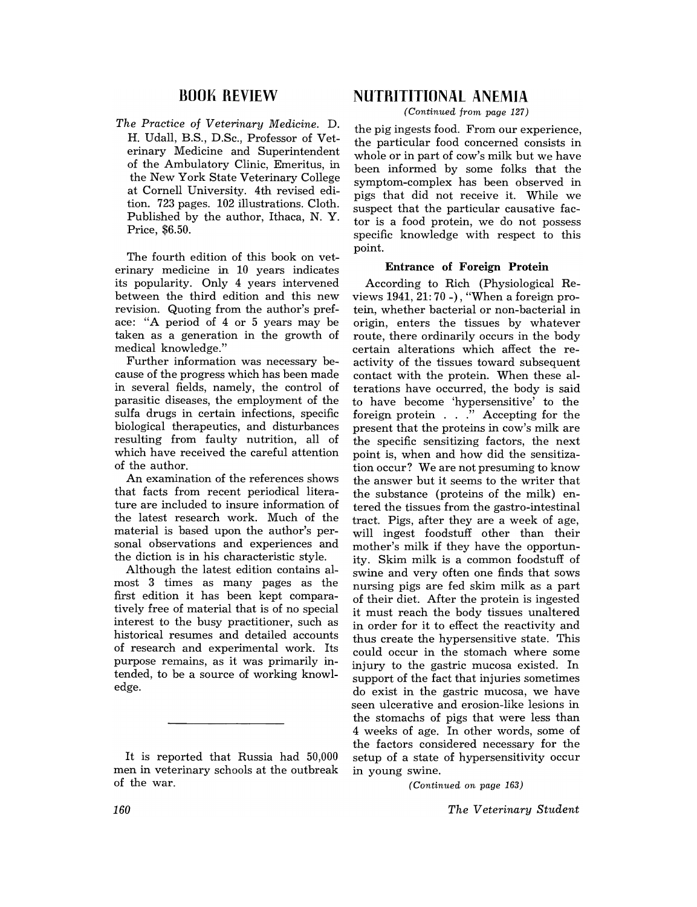## BOOK REVIEW

*The Practice of Veterinary Medicine.* D. H. Udall, B.S., D.Sc., Professor of Veterinary Medicine and Superintendent of the Ambulatory Clinic, Emeritus, in the New York State Veterinary College at Cornell University. 4th revised edition. 723 pages. 102 illustrations. Cloth. Published by the author, Ithaca, N. Y. Price, $6.50.

The fourth edition of this book on veterinary medicine in 10 years indicates its popularity. Only 4 years intervened between the third edition and this new revision. Quoting from the author's preface: "A period of 4 or 5 years may be taken as a generation in the growth of medical knowledge."

Further information was necessary because of the progress which has been made in several fields, namely, the control of parasitic diseases, the employment of the sulfa drugs in certain infections, specific biological therapeutics, and disturbances resulting from faulty nutrition, all of which have received the careful attention of the author.

An examination of the references shows that facts from recent periodical literature are included to insure information of the latest research work. Much of the material is based upon the author's personal observations and experiences and the diction is in his characteristic style.

Although the latest edition contains almost 3 times as many pages as the first edition it has been kept comparatively free of material that is of no special interest to the busy practitioner, such as historical resumes and detailed accounts of research and experimental work. Its purpose remains, as it was primarily intended, to be a source of working knowledge.

---

It is reported that Russia had 50,000 men in veterinary schools at the outbreak of the war.

## NUTRITITIONAL ANEMIA

*(Continued from page 127)*

the pig ingests food. From our experience, the particular food concerned consists in whole or in part of cow's milk but we have been informed by some folks that the symptom-complex has been observed in pigs that did not receive it. While we suspect that the particular causative factor is a food protein, we do not possess specific knowledge with respect to this point.

### Entrance of Foreign Protein

According to Rich (Physiological Reviews 1941, 21: 70 -), "When a foreign protein, whether bacterial or non-bacterial in origin, enters the tissues by whatever route, there ordinarily occurs in the body certain alterations which affect the reactivity of the tissues toward subsequent contact with the protein. When these alterations have occurred, the body is said to have become 'hypersensitive' to the foreign protein . . ." Accepting for the present that the proteins in cow's milk are the specific sensitizing factors, the next point is, when and how did the sensitization occur? We are not presuming to know the answer but it seems to the writer that the substance (proteins of the milk) entered the tissues from the gastro-intestinal tract. Pigs, after they are a week of age, will ingest foodstuff other than their mother's milk if they have the opportunity. Skim milk is a common foodstuff of swine and very often one finds that sows nursing pigs are fed skim milk as a part of their diet. After the protein is ingested it must reach the body tissues unaltered in order for it to effect the reactivity and thus create the hypersensitive state. This could occur in the stomach where some injury to the gastric mucosa existed. In support of the fact that injuries sometimes do exist in the gastric mucosa, we have seen ulcerative and erosion-like lesions in the stomachs of pigs that were less than 4 weeks of age. In other words, some of the factors considered necessary for the setup of a state of hypersensitivity occur in young swine.

*(Continued on page 163)*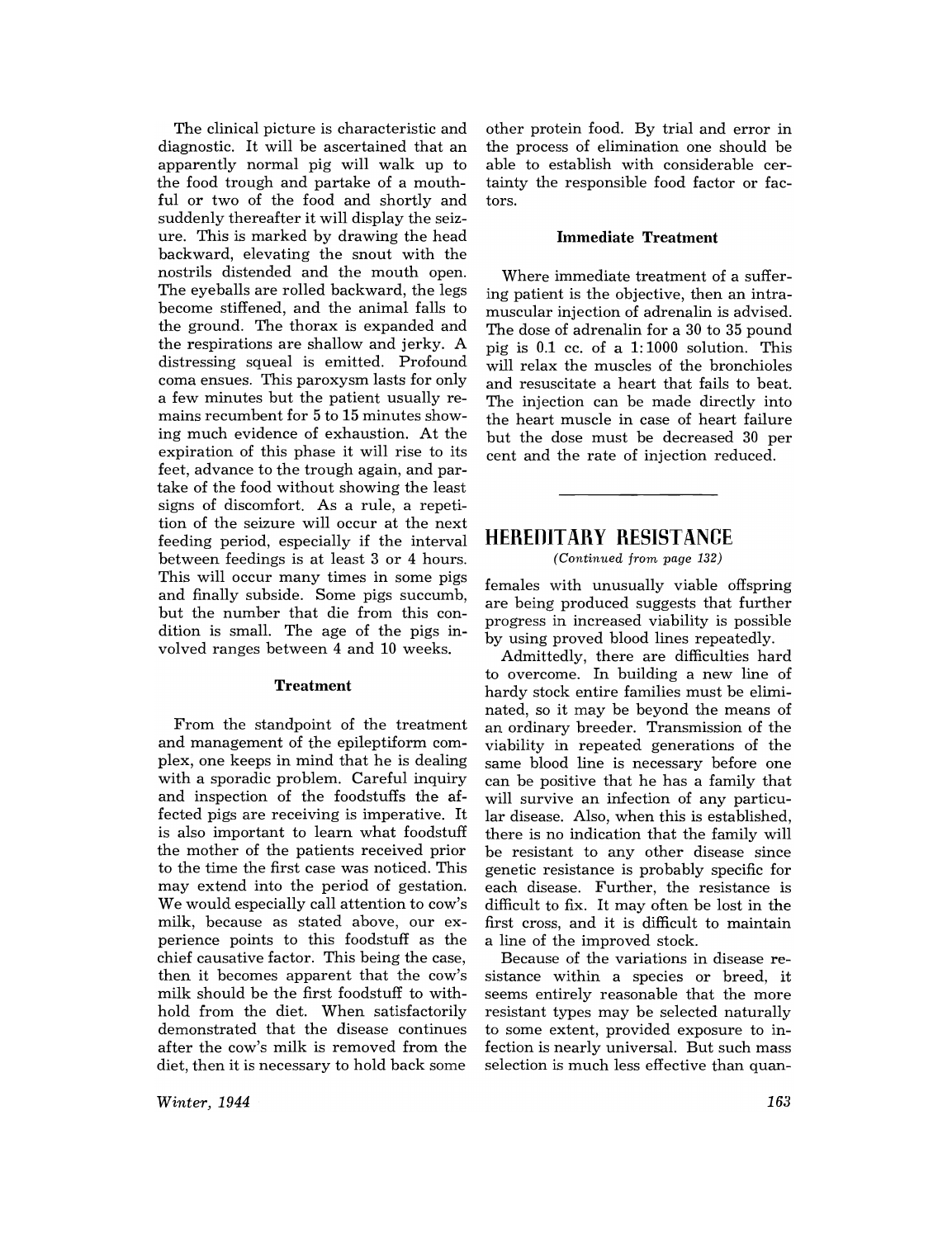The clinical picture is characteristic and diagnostic. It will be ascertained that an apparently normal pig will walk up to the food trough and partake of a mouthful or two of the food and shortly and suddenly thereafter it will display the seizure. This is marked by drawing the head backward, elevating the snout with the nostrils distended and the mouth open. The eyeballs are rolled backward, the legs become stiffened, and the animal falls to the ground. The thorax is expanded and the respirations are shallow and jerky. A distressing squeal is emitted. Profound coma ensues. This paroxysm lasts for only a few minutes but the patient usually remains recumbent for 5 to 15 minutes showing much evidence of exhaustion. At the expiration of this phase it will rise to its feet, advance to the trough again, and partake of the food without showing the least signs of discomfort. As a rule, a repetition of the seizure will occur at the next feeding period, especially if the interval between feedings is at least 3 or 4 hours. This will occur many times in some pigs and finally subside. Some pigs succumb, but the number that die from this condition is small. The age of the pigs involved ranges between 4 and 10 weeks.

### Treatment

From the standpoint of the treatment and management of the epileptiform complex, one keeps in mind that he is dealing with a sporadic problem. Careful inquiry and inspection of the foodstuffs the affected pigs are receiving is imperative. It is also important to learn what foodstuff the mother of the patients received prior to the time the first case was noticed. This may extend into the period of gestation. We would especially call attention to cow's milk, because as stated above, our experience points to this foodstuff as the chief causative factor. This being the case, then it becomes apparent that the cow's milk should be the first foodstuff to withhold from the diet. When satisfactorily demonstrated that the disease continues after the cow's milk is removed from the diet, then it is necessary to hold back some other protein food. By trial and error in the process of elimination one should be able to establish with considerable certainty the responsible food factor or factors.

### Immediate Treatment

Where immediate treatment of a suffering patient is the objective, then an intramuscular injection of adrenalin is advised. The dose of adrenalin for a 30 to 35 pound pig is 0.1 cc. of a 1:1000 solution. This will relax the muscles of the bronchioles and resuscitate a heart that fails to beat. The injection can be made directly into the heart muscle in case of heart failure but the dose must be decreased 30 per cent and the rate of injection reduced.

---

## HEREDITARY RESISTANCE

*(Continued from page 132)*

females with unusually viable offspring are being produced suggests that further progress in increased viability is possible by using proved blood lines repeatedly.

Admittedly, there are difficulties hard to overcome. In building a new line of hardy stock entire families must be eliminated, so it may be beyond the means of an ordinary breeder. Transmission of the viability in repeated generations of the same blood line is necessary before one can be positive that he has a family that will survive an infection of any particular disease. Also, when this is established, there is no indication that the family will be resistant to any other disease since genetic resistance is probably specific for each disease. Further, the resistance is difficult to fix. It may often be lost in the first cross, and it is difficult to maintain a line of the improved stock.

Because of the variations in disease resistance within a species or breed, it seems entirely reasonable that the more resistant types may be selected naturally to some extent, provided exposure to infection is nearly universal. But such mass selection is much less effective than quan-